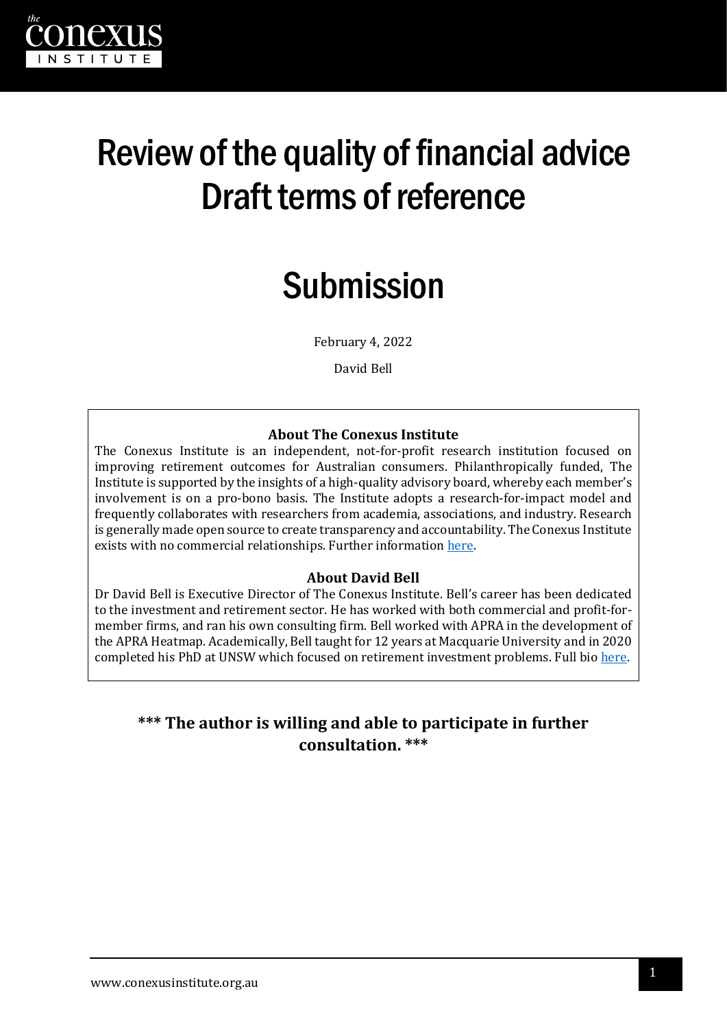# Review of the quality of financial advice Draft terms of reference

# Submission

February 4, 2022

David Bell

**About The Conexus Institute**

The Conexus Institute is an independent, not-for-profit research institution focused on improving retirement outcomes for Australian consumers. Philanthropically funded, The Institute is supported by the insights of a high-quality advisory board, whereby each member's involvement is on a pro-bono basis. The Institute adopts a research-for-impact model and frequently collaborates with researchers from academia, associations, and industry. Research is generally made open source to create transparency and accountability. The Conexus Institute exists with no commercial relationships. Further information here.

**About David Bell**

Dr David Bell is Executive Director of The Conexus Institute. Bell's career has been dedicated to the investment and retirement sector. He has worked with both commercial and profit-for-member firms, and ran his own consulting firm. Bell worked with APRA in the development of the APRA Heatmap. Academically, Bell taught for 12 years at Macquarie University and in 2020 completed his PhD at UNSW which focused on retirement investment problems. Full bio here.

**\*\*\* The author is willing and able to participate in further consultation. \*\*\***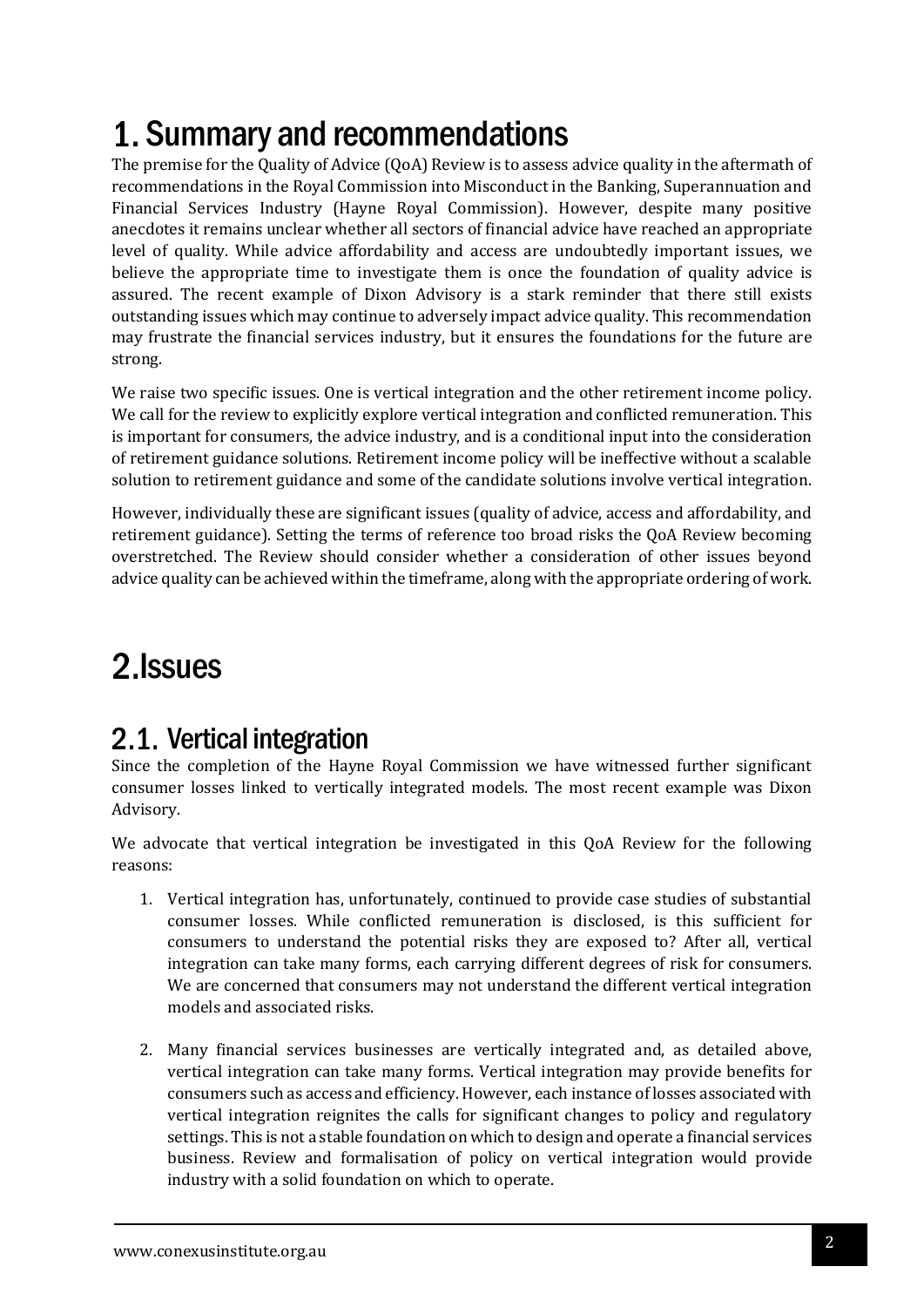# 1. Summary and recommendations

The premise for the Quality of Advice (QoA) Review is to assess advice quality in the aftermath of recommendations in the Royal Commission into Misconduct in the Banking, Superannuation and Financial Services Industry (Hayne Royal Commission). However, despite many positive anecdotes it remains unclear whether all sectors of financial advice have reached an appropriate level of quality. While advice affordability and access are undoubtedly important issues, we believe the appropriate time to investigate them is once the foundation of quality advice is assured. The recent example of Dixon Advisory is a stark reminder that there still exists outstanding issues which may continue to adversely impact advice quality. This recommendation may frustrate the financial services industry, but it ensures the foundations for the future are strong.

We raise two specific issues. One is vertical integration and the other retirement income policy. We call for the review to explicitly explore vertical integration and conflicted remuneration. This is important for consumers, the advice industry, and is a conditional input into the consideration of retirement guidance solutions. Retirement income policy will be ineffective without a scalable solution to retirement guidance and some of the candidate solutions involve vertical integration.

However, individually these are significant issues (quality of advice, access and affordability, and retirement guidance). Setting the terms of reference too broad risks the QoA Review becoming overstretched. The Review should consider whether a consideration of other issues beyond advice quality can be achieved within the timeframe, along with the appropriate ordering of work.

# 2. Issues

## 2.1. Vertical integration

Since the completion of the Hayne Royal Commission we have witnessed further significant consumer losses linked to vertically integrated models. The most recent example was Dixon Advisory.

We advocate that vertical integration be investigated in this QoA Review for the following reasons:

1. Vertical integration has, unfortunately, continued to provide case studies of substantial consumer losses. While conflicted remuneration is disclosed, is this sufficient for consumers to understand the potential risks they are exposed to? After all, vertical integration can take many forms, each carrying different degrees of risk for consumers. We are concerned that consumers may not understand the different vertical integration models and associated risks.

2. Many financial services businesses are vertically integrated and, as detailed above, vertical integration can take many forms. Vertical integration may provide benefits for consumers such as access and efficiency. However, each instance of losses associated with vertical integration reignites the calls for significant changes to policy and regulatory settings. This is not a stable foundation on which to design and operate a financial services business. Review and formalisation of policy on vertical integration would provide industry with a solid foundation on which to operate.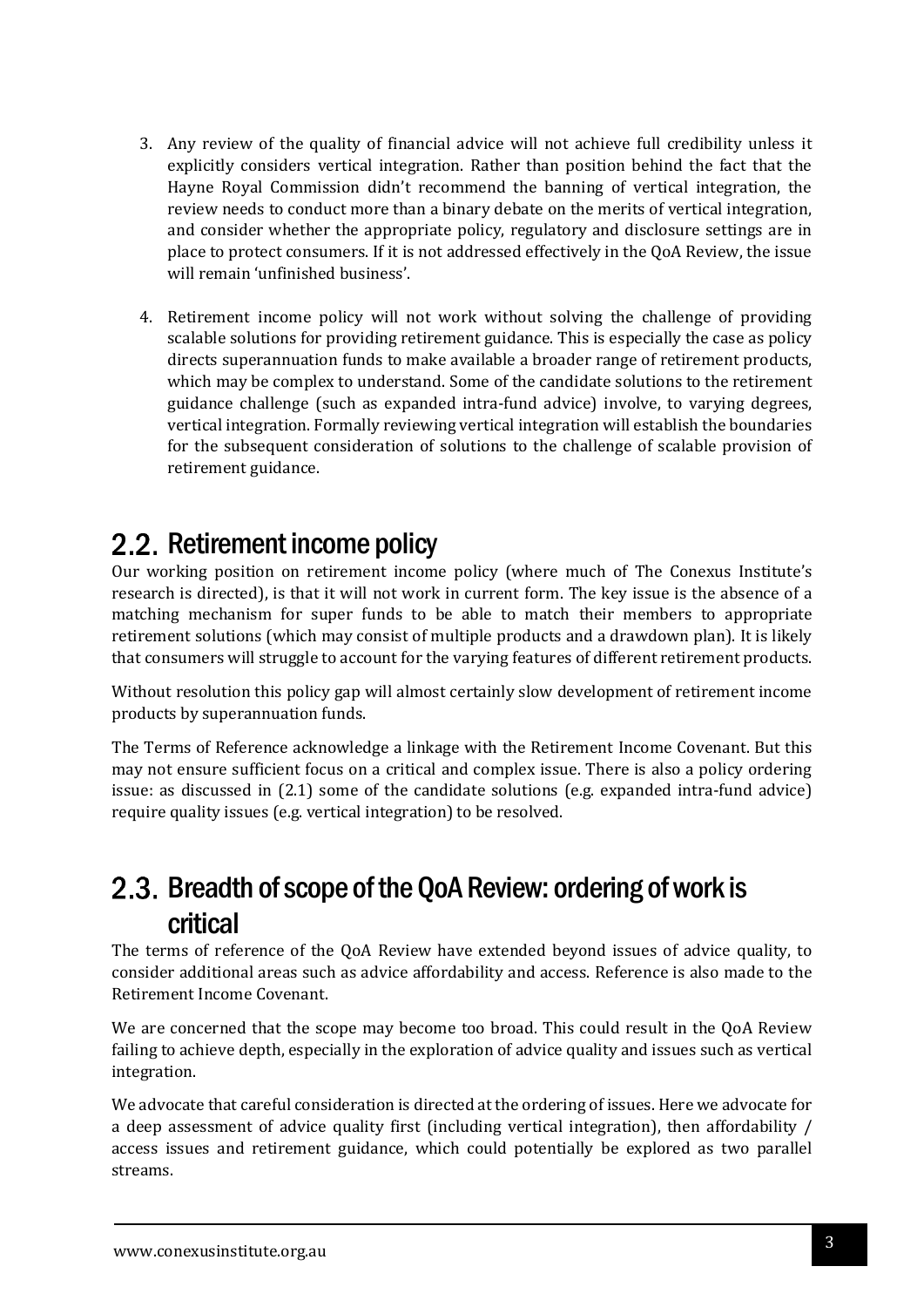3. Any review of the quality of financial advice will not achieve full credibility unless it explicitly considers vertical integration. Rather than position behind the fact that the Hayne Royal Commission didn't recommend the banning of vertical integration, the review needs to conduct more than a binary debate on the merits of vertical integration, and consider whether the appropriate policy, regulatory and disclosure settings are in place to protect consumers. If it is not addressed effectively in the QoA Review, the issue will remain 'unfinished business'.

4. Retirement income policy will not work without solving the challenge of providing scalable solutions for providing retirement guidance. This is especially the case as policy directs superannuation funds to make available a broader range of retirement products, which may be complex to understand. Some of the candidate solutions to the retirement guidance challenge (such as expanded intra-fund advice) involve, to varying degrees, vertical integration. Formally reviewing vertical integration will establish the boundaries for the subsequent consideration of solutions to the challenge of scalable provision of retirement guidance.

## 2.2. Retirement income policy

Our working position on retirement income policy (where much of The Conexus Institute's research is directed), is that it will not work in current form. The key issue is the absence of a matching mechanism for super funds to be able to match their members to appropriate retirement solutions (which may consist of multiple products and a drawdown plan). It is likely that consumers will struggle to account for the varying features of different retirement products.

Without resolution this policy gap will almost certainly slow development of retirement income products by superannuation funds.

The Terms of Reference acknowledge a linkage with the Retirement Income Covenant. But this may not ensure sufficient focus on a critical and complex issue. There is also a policy ordering issue: as discussed in (2.1) some of the candidate solutions (e.g. expanded intra-fund advice) require quality issues (e.g. vertical integration) to be resolved.

## 2.3. Breadth of scope of the QoA Review: ordering of work is critical

The terms of reference of the QoA Review have extended beyond issues of advice quality, to consider additional areas such as advice affordability and access. Reference is also made to the Retirement Income Covenant.

We are concerned that the scope may become too broad. This could result in the QoA Review failing to achieve depth, especially in the exploration of advice quality and issues such as vertical integration.

We advocate that careful consideration is directed at the ordering of issues. Here we advocate for a deep assessment of advice quality first (including vertical integration), then affordability / access issues and retirement guidance, which could potentially be explored as two parallel streams.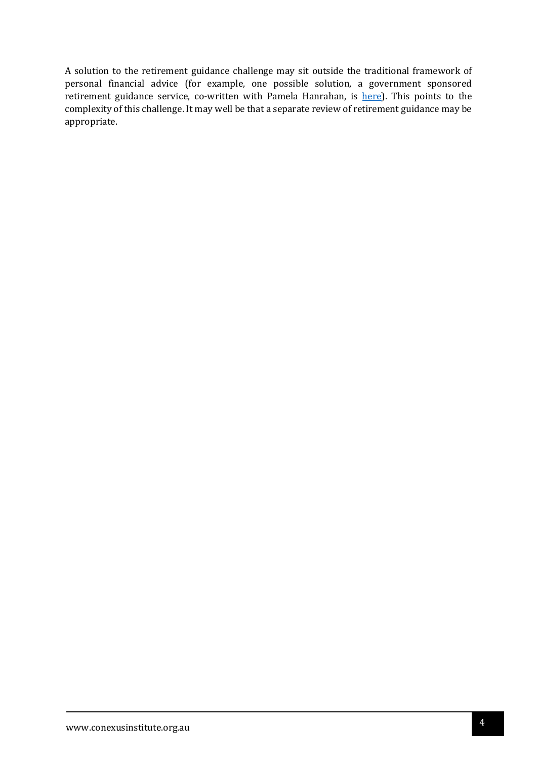A solution to the retirement guidance challenge may sit outside the traditional framework of personal financial advice (for example, one possible solution, a government sponsored retirement guidance service, co-written with Pamela Hanrahan, is here). This points to the complexity of this challenge. It may well be that a separate review of retirement guidance may be appropriate.